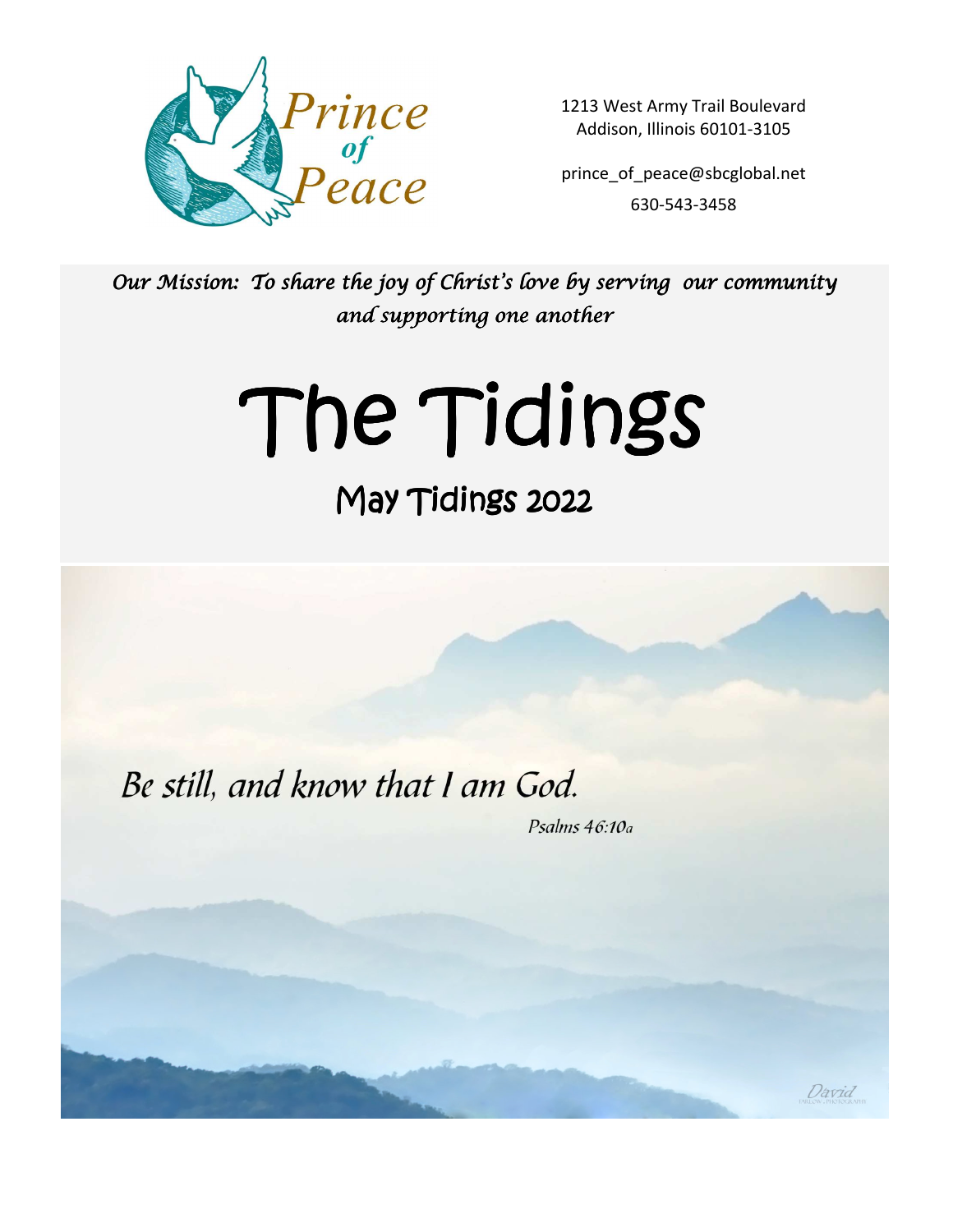Prince of Peace

1213 West Army Trail Boulevard
Addison, Illinois 60101-3105

prince_of_peace@sbcglobal.net

630-543-3458

*Our Mission: To share the joy of Christ's love by serving our community and supporting one another*

# The Tidings

## May Tidings 2022

*Be still, and know that I am God.*

*Psalms 46:10a*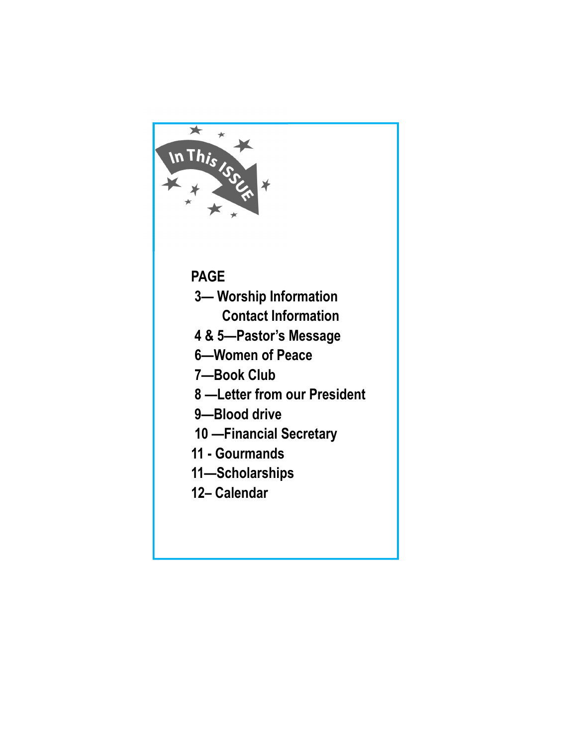## In This ISSUE

**PAGE**

**3— Worship Information**
**Contact Information**
**4 & 5—Pastor's Message**
**6—Women of Peace**
**7—Book Club**
**8 —Letter from our President**
**9—Blood drive**
**10 —Financial Secretary**
**11 - Gourmands**
**11—Scholarships**
**12– Calendar**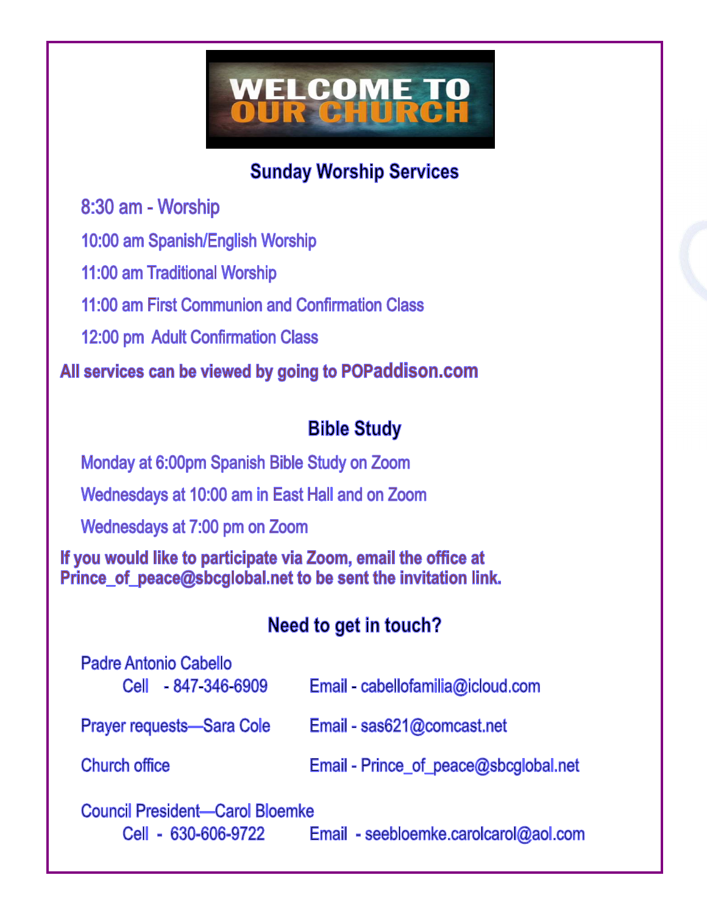# WELCOME TO OUR CHURCH

## Sunday Worship Services

8:30 am - Worship

10:00 am Spanish/English Worship

11:00 am Traditional Worship

11:00 am First Communion and Confirmation Class

12:00 pm Adult Confirmation Class

**All services can be viewed by going to POPaddison.com**

## Bible Study

Monday at 6:00pm Spanish Bible Study on Zoom

Wednesdays at 10:00 am in East Hall and on Zoom

Wednesdays at 7:00 pm on Zoom

**If you would like to participate via Zoom, email the office at Prince_of_peace@sbcglobal.net to be sent the invitation link.**

## Need to get in touch?

Padre Antonio Cabello
Cell - 847-346-6909 Email - cabellofamilia@icloud.com

Prayer requests—Sara Cole Email - sas621@comcast.net

Church office Email - Prince_of_peace@sbcglobal.net

Council President—Carol Bloemke
Cell - 630-606-9722 Email - seebloemke.carolcarol@aol.com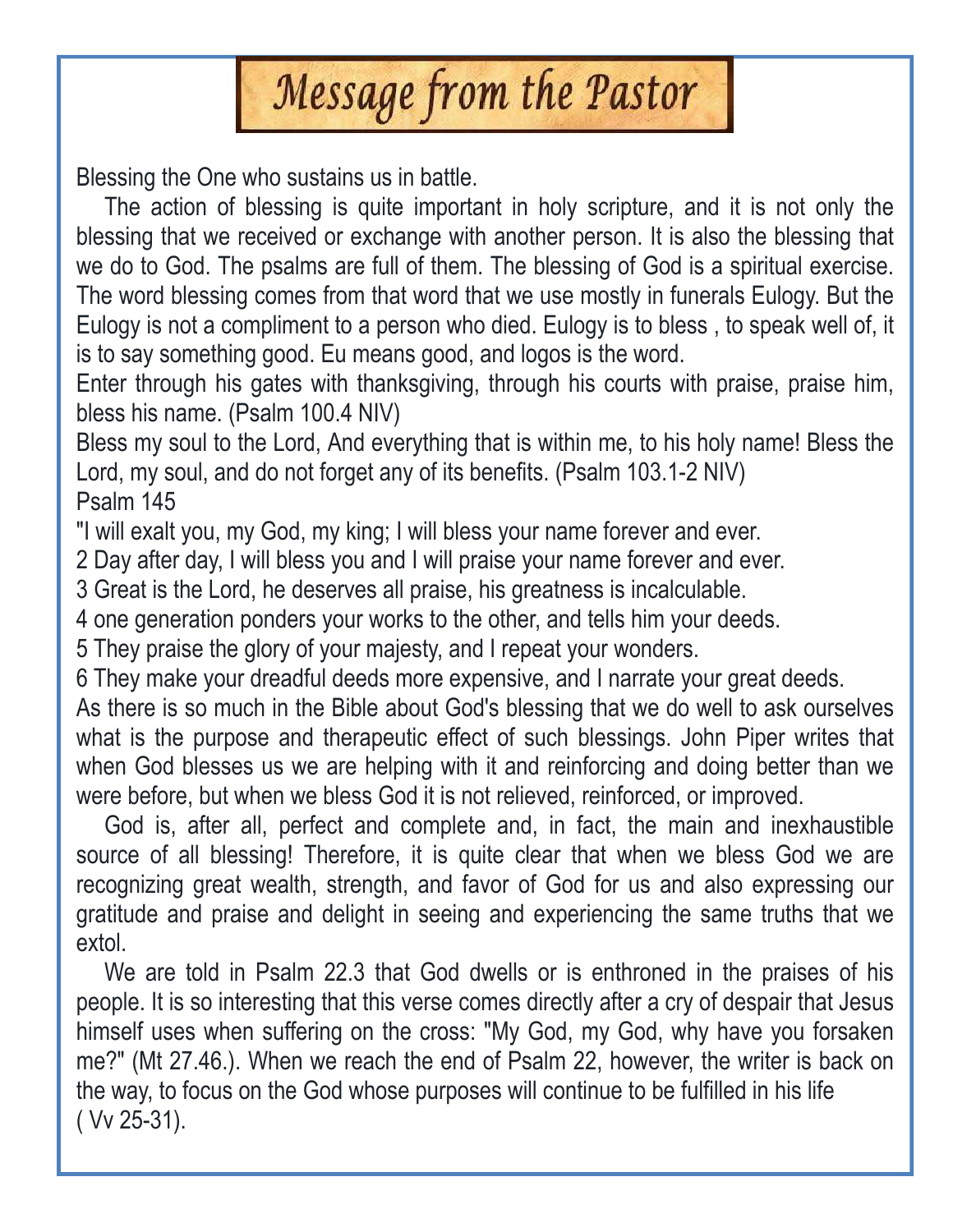# Message from the Pastor

Blessing the One who sustains us in battle.

The action of blessing is quite important in holy scripture, and it is not only the blessing that we received or exchange with another person. It is also the blessing that we do to God. The psalms are full of them. The blessing of God is a spiritual exercise. The word blessing comes from that word that we use mostly in funerals Eulogy. But the Eulogy is not a compliment to a person who died. Eulogy is to bless , to speak well of, it is to say something good. Eu means good, and logos is the word.

Enter through his gates with thanksgiving, through his courts with praise, praise him, bless his name. (Psalm 100.4 NIV)

Bless my soul to the Lord, And everything that is within me, to his holy name! Bless the Lord, my soul, and do not forget any of its benefits. (Psalm 103.1-2 NIV)

Psalm 145

"I will exalt you, my God, my king; I will bless your name forever and ever.

2 Day after day, I will bless you and I will praise your name forever and ever.

3 Great is the Lord, he deserves all praise, his greatness is incalculable.

4 one generation ponders your works to the other, and tells him your deeds.

5 They praise the glory of your majesty, and I repeat your wonders.

6 They make your dreadful deeds more expensive, and I narrate your great deeds.

As there is so much in the Bible about God's blessing that we do well to ask ourselves what is the purpose and therapeutic effect of such blessings. John Piper writes that when God blesses us we are helping with it and reinforcing and doing better than we were before, but when we bless God it is not relieved, reinforced, or improved.

God is, after all, perfect and complete and, in fact, the main and inexhaustible source of all blessing! Therefore, it is quite clear that when we bless God we are recognizing great wealth, strength, and favor of God for us and also expressing our gratitude and praise and delight in seeing and experiencing the same truths that we extol.

We are told in Psalm 22.3 that God dwells or is enthroned in the praises of his people. It is so interesting that this verse comes directly after a cry of despair that Jesus himself uses when suffering on the cross: "My God, my God, why have you forsaken me?" (Mt 27.46.). When we reach the end of Psalm 22, however, the writer is back on the way, to focus on the God whose purposes will continue to be fulfilled in his life ( Vv 25-31).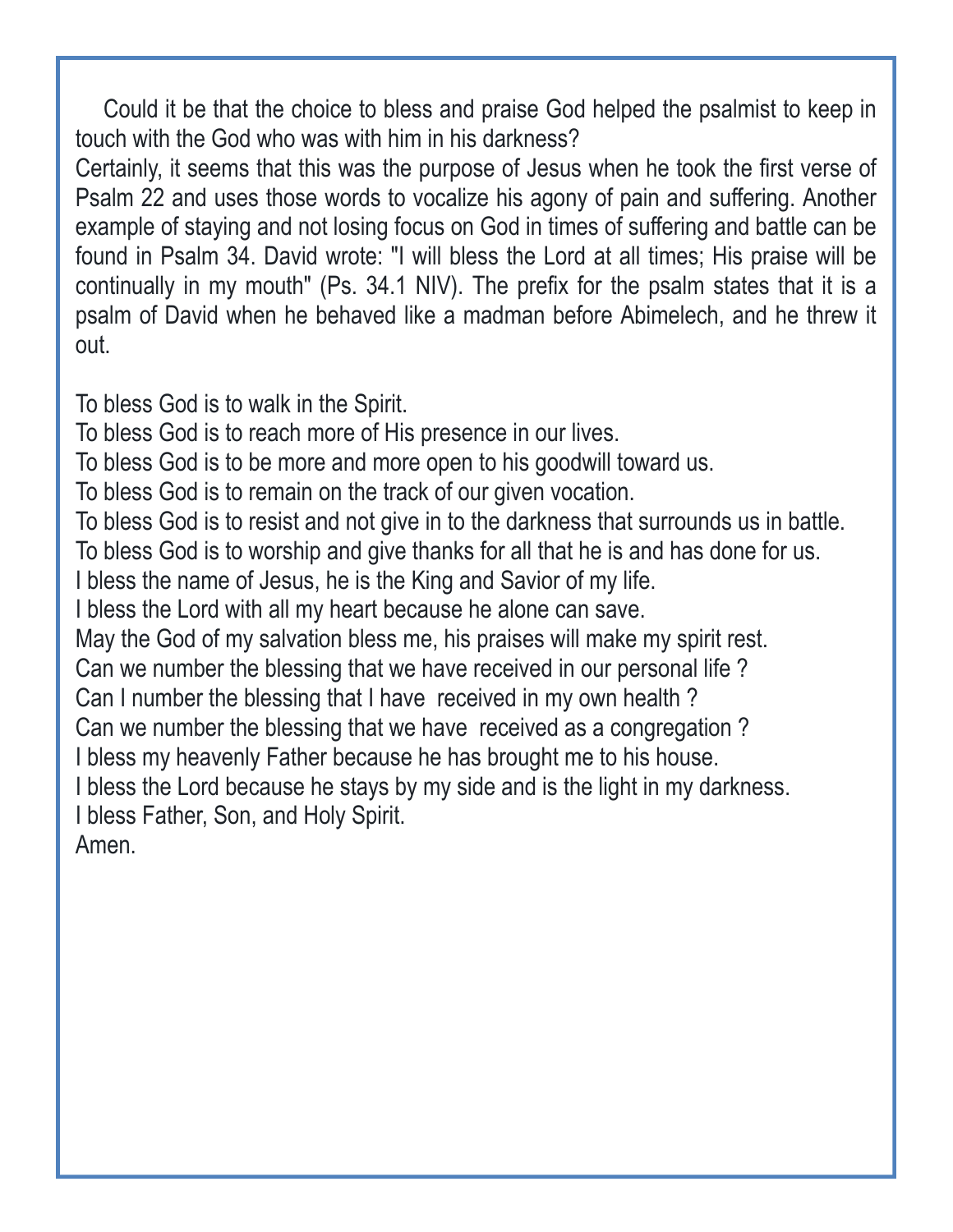Could it be that the choice to bless and praise God helped the psalmist to keep in touch with the God who was with him in his darkness?

Certainly, it seems that this was the purpose of Jesus when he took the first verse of Psalm 22 and uses those words to vocalize his agony of pain and suffering. Another example of staying and not losing focus on God in times of suffering and battle can be found in Psalm 34. David wrote: "I will bless the Lord at all times; His praise will be continually in my mouth" (Ps. 34.1 NIV). The prefix for the psalm states that it is a psalm of David when he behaved like a madman before Abimelech, and he threw it out.

To bless God is to walk in the Spirit.  
To bless God is to reach more of His presence in our lives.  
To bless God is to be more and more open to his goodwill toward us.  
To bless God is to remain on the track of our given vocation.  
To bless God is to resist and not give in to the darkness that surrounds us in battle.  
To bless God is to worship and give thanks for all that he is and has done for us.  
I bless the name of Jesus, he is the King and Savior of my life.  
I bless the Lord with all my heart because he alone can save.  
May the God of my salvation bless me, his praises will make my spirit rest.  
Can we number the blessing that we have received in our personal life ?  
Can I number the blessing that I have received in my own health ?  
Can we number the blessing that we have received as a congregation ?  
I bless my heavenly Father because he has brought me to his house.  
I bless the Lord because he stays by my side and is the light in my darkness.  
I bless Father, Son, and Holy Spirit.  
Amen.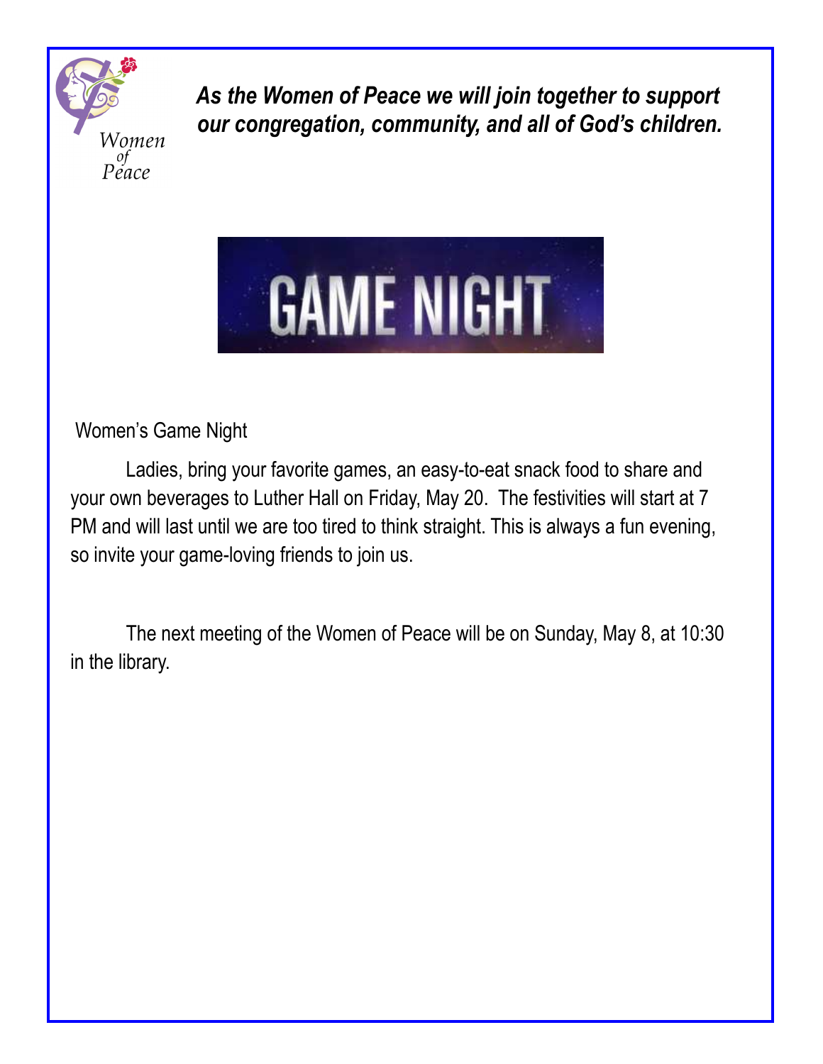Women of Peace

***As the Women of Peace we will join together to support our congregation, community, and all of God's children.***

GAME NIGHT

Women's Game Night

Ladies, bring your favorite games, an easy-to-eat snack food to share and your own beverages to Luther Hall on Friday, May 20. The festivities will start at 7 PM and will last until we are too tired to think straight. This is always a fun evening, so invite your game-loving friends to join us.

The next meeting of the Women of Peace will be on Sunday, May 8, at 10:30 in the library.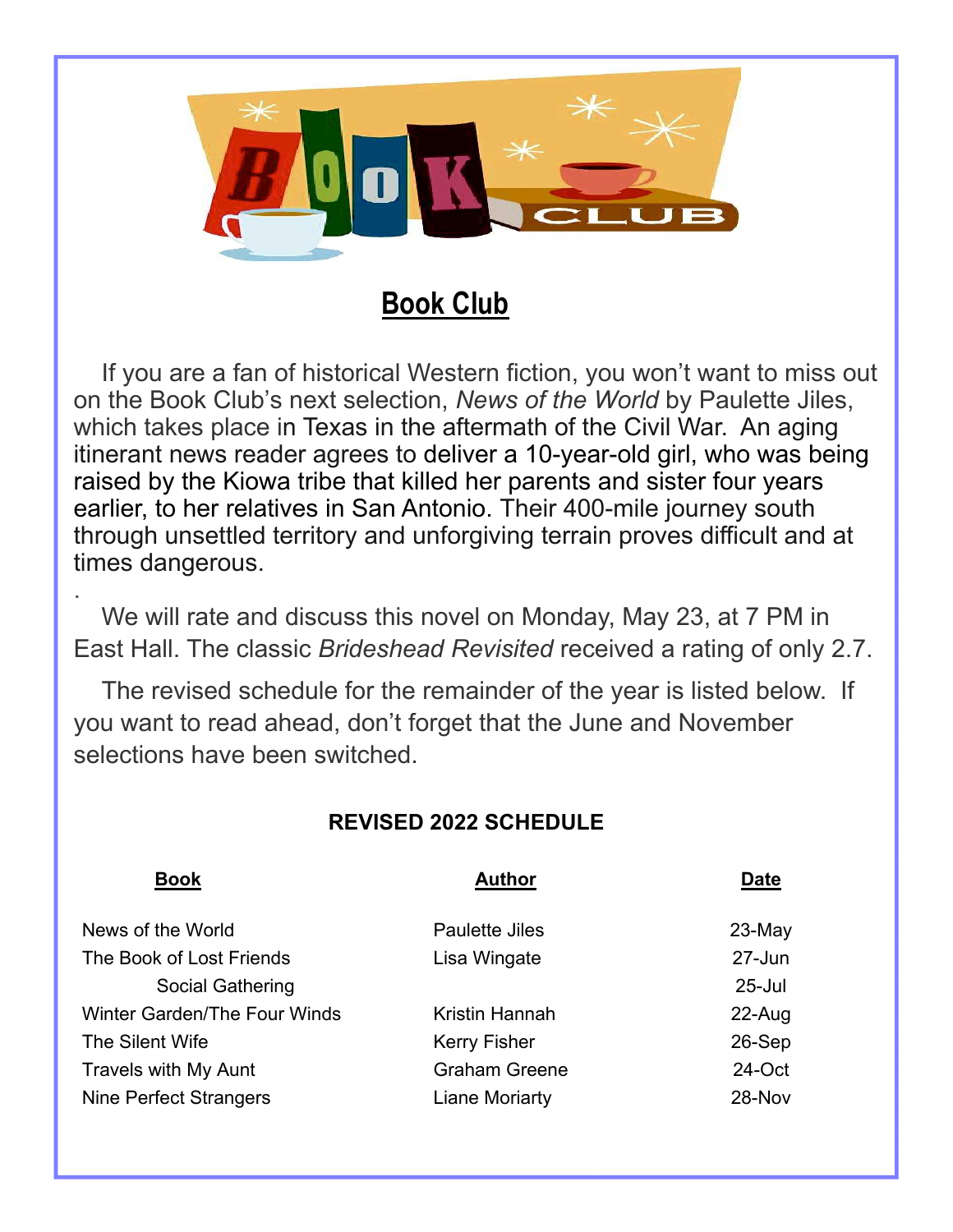# Book Club

If you are a fan of historical Western fiction, you won't want to miss out on the Book Club's next selection, *News of the World* by Paulette Jiles, which takes place in Texas in the aftermath of the Civil War. An aging itinerant news reader agrees to deliver a 10-year-old girl, who was being raised by the Kiowa tribe that killed her parents and sister four years earlier, to her relatives in San Antonio. Their 400-mile journey south through unsettled territory and unforgiving terrain proves difficult and at times dangerous.

We will rate and discuss this novel on Monday, May 23, at 7 PM in East Hall. The classic *Brideshead Revisited* received a rating of only 2.7.

The revised schedule for the remainder of the year is listed below. If you want to read ahead, don't forget that the June and November selections have been switched.

**REVISED 2022 SCHEDULE**

| Book | Author | Date |
|---|---|---|
| News of the World | Paulette Jiles | 23-May |
| The Book of Lost Friends | Lisa Wingate | 27-Jun |
| Social Gathering | | 25-Jul |
| Winter Garden/The Four Winds | Kristin Hannah | 22-Aug |
| The Silent Wife | Kerry Fisher | 26-Sep |
| Travels with My Aunt | Graham Greene | 24-Oct |
| Nine Perfect Strangers | Liane Moriarty | 28-Nov |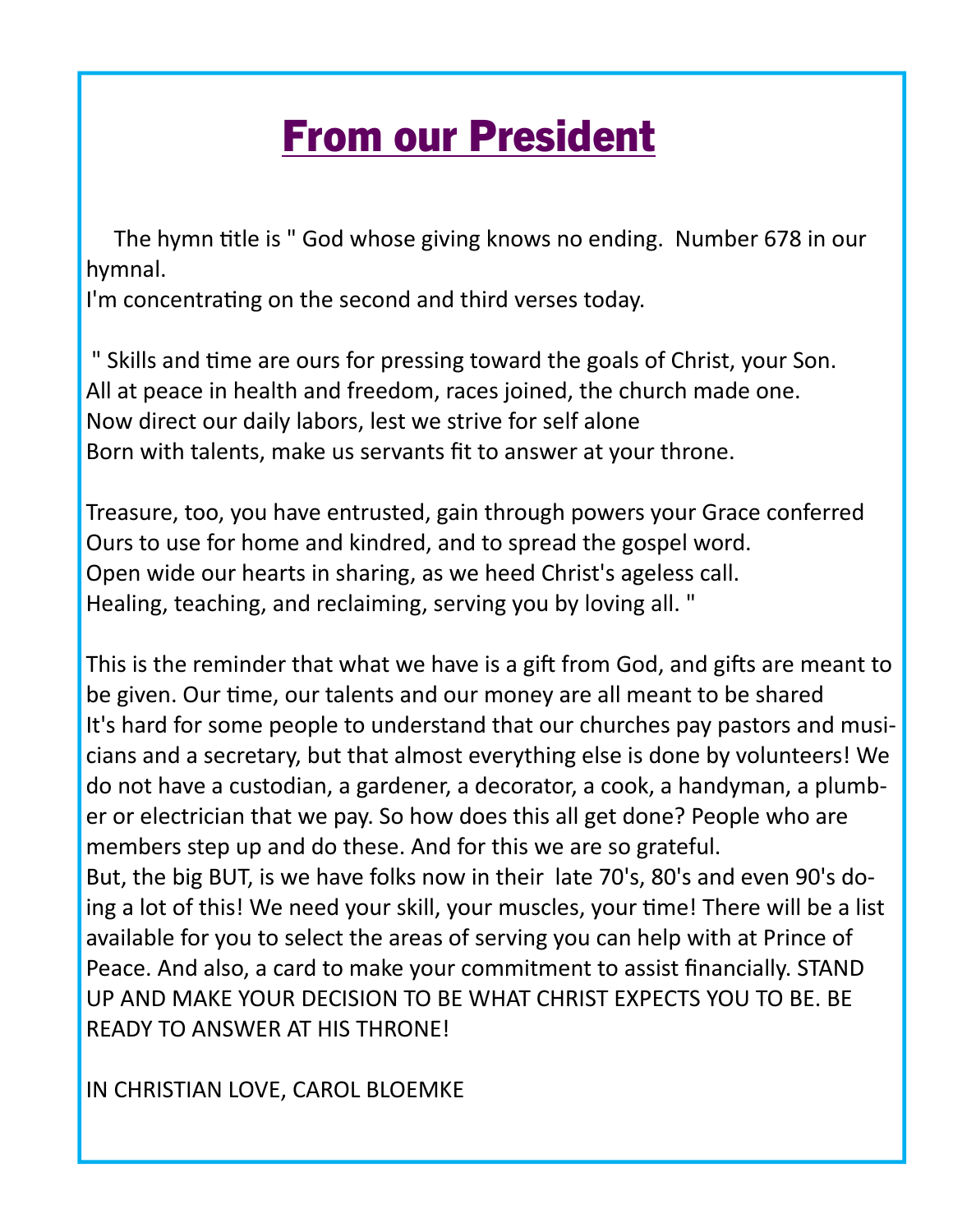# From our President

The hymn title is " God whose giving knows no ending. Number 678 in our hymnal.
I'm concentrating on the second and third verses today.

" Skills and time are ours for pressing toward the goals of Christ, your Son.
All at peace in health and freedom, races joined, the church made one.
Now direct our daily labors, lest we strive for self alone
Born with talents, make us servants fit to answer at your throne.

Treasure, too, you have entrusted, gain through powers your Grace conferred
Ours to use for home and kindred, and to spread the gospel word.
Open wide our hearts in sharing, as we heed Christ's ageless call.
Healing, teaching, and reclaiming, serving you by loving all. "

This is the reminder that what we have is a gift from God, and gifts are meant to be given. Our time, our talents and our money are all meant to be shared
It's hard for some people to understand that our churches pay pastors and musicians and a secretary, but that almost everything else is done by volunteers! We do not have a custodian, a gardener, a decorator, a cook, a handyman, a plumber or electrician that we pay. So how does this all get done? People who are members step up and do these. And for this we are so grateful.
But, the big BUT, is we have folks now in their late 70's, 80's and even 90's doing a lot of this! We need your skill, your muscles, your time! There will be a list available for you to select the areas of serving you can help with at Prince of Peace. And also, a card to make your commitment to assist financially. STAND UP AND MAKE YOUR DECISION TO BE WHAT CHRIST EXPECTS YOU TO BE. BE READY TO ANSWER AT HIS THRONE!

IN CHRISTIAN LOVE, CAROL BLOEMKE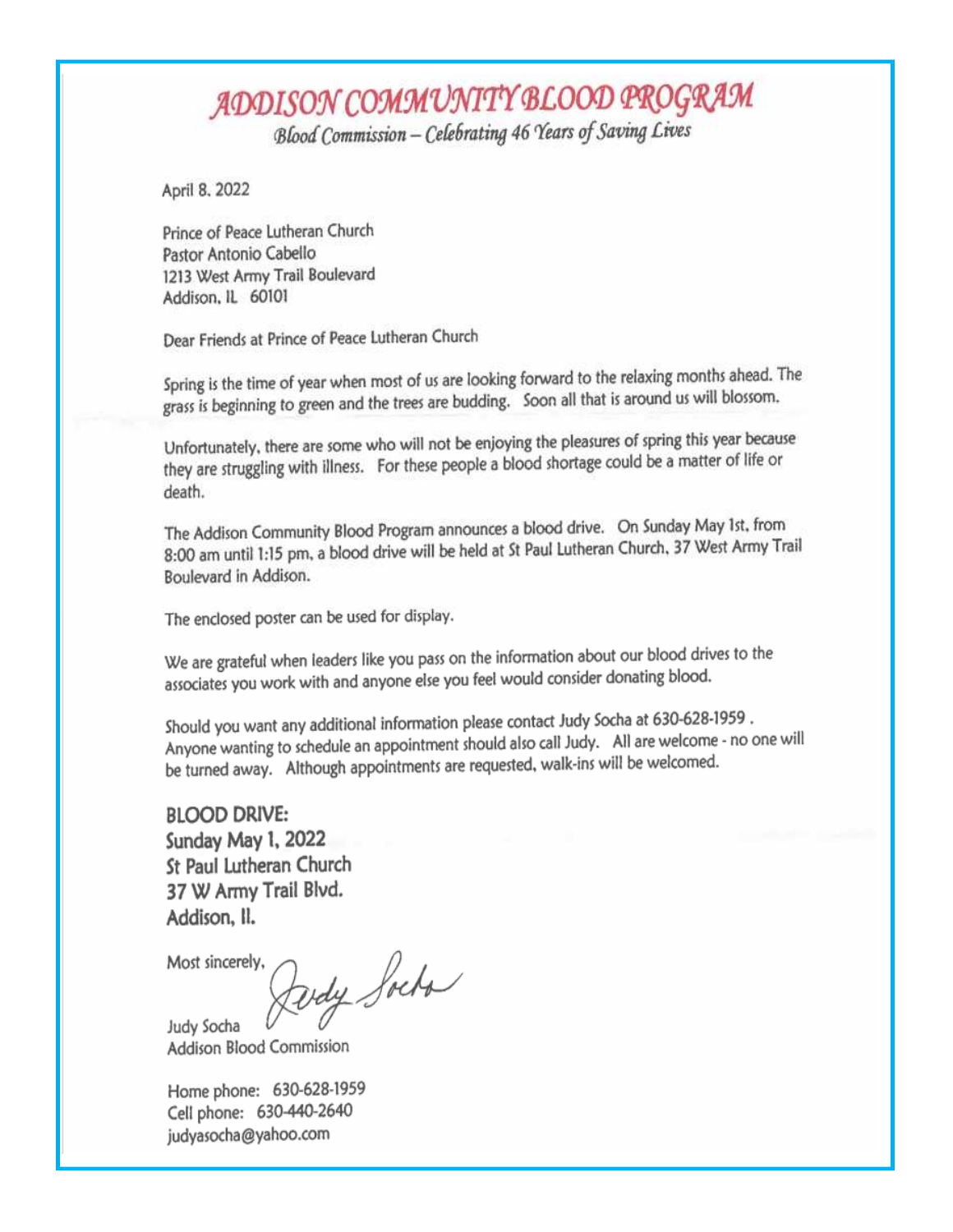# ADDISON COMMUNITY BLOOD PROGRAM

*Blood Commission – Celebrating 46 Years of Saving Lives*

April 8, 2022

Prince of Peace Lutheran Church
Pastor Antonio Cabello
1213 West Army Trail Boulevard
Addison, IL 60101

Dear Friends at Prince of Peace Lutheran Church

Spring is the time of year when most of us are looking forward to the relaxing months ahead. The grass is beginning to green and the trees are budding. Soon all that is around us will blossom.

Unfortunately, there are some who will not be enjoying the pleasures of spring this year because they are struggling with illness. For these people a blood shortage could be a matter of life or death.

The Addison Community Blood Program announces a blood drive. On Sunday May 1st, from 8:00 am until 1:15 pm, a blood drive will be held at St Paul Lutheran Church, 37 West Army Trail Boulevard in Addison.

The enclosed poster can be used for display.

We are grateful when leaders like you pass on the information about our blood drives to the associates you work with and anyone else you feel would consider donating blood.

Should you want any additional information please contact Judy Socha at 630-628-1959 . Anyone wanting to schedule an appointment should also call Judy. All are welcome - no one will be turned away. Although appointments are requested, walk-ins will be welcomed.

**BLOOD DRIVE:**
**Sunday May 1, 2022**
**St Paul Lutheran Church**
**37 W Army Trail Blvd.**
**Addison, Il.**

Most sincerely,

Judy Socha
Addison Blood Commission

Home phone: 630-628-1959
Cell phone: 630-440-2640
judyasocha@yahoo.com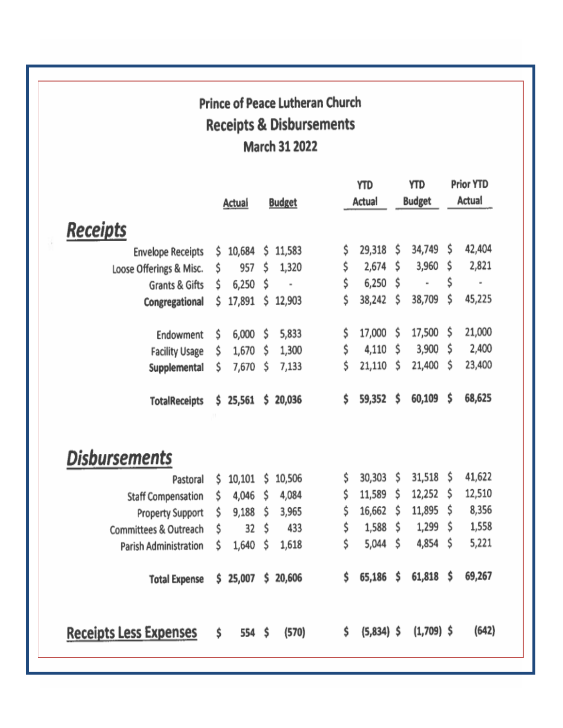# Prince of Peace Lutheran Church

## Receipts & Disbursements

### March 31 2022

| | Actual | Budget | YTD Actual | YTD Budget | Prior YTD Actual |
|---|---|---|---|---|---|
| ***Receipts*** | | | | | |
| Envelope Receipts | $ 10,684 | $ 11,583 | $ 29,318 | $ 34,749 | $ 42,404 |
| Loose Offerings & Misc. | $ 957 | $ 1,320 | $ 2,674 | $ 3,960 | $ 2,821 |
| Grants & Gifts | $ 6,250 | $ - | $ 6,250 | $ - | $ - |
| **Congregational** | $ 17,891 | $ 12,903 | $ 38,242 | $ 38,709 | $ 45,225 |
| Endowment | $ 6,000 | $ 5,833 | $ 17,000 | $ 17,500 | $ 21,000 |
| Facility Usage | $ 1,670 | $ 1,300 | $ 4,110 | $ 3,900 | $ 2,400 |
| **Supplemental** | $ 7,670 | $ 7,133 | $ 21,110 | $ 21,400 | $ 23,400 |
| **TotalReceipts** | **$ 25,561** | **$ 20,036** | **$ 59,352** | **$ 60,109** | **$ 68,625** |
| ***Disbursements*** | | | | | |
| Pastoral | $ 10,101 | $ 10,506 | $ 30,303 | $ 31,518 | $ 41,622 |
| Staff Compensation | $ 4,046 | $ 4,084 | $ 11,589 | $ 12,252 | $ 12,510 |
| Property Support | $ 9,188 | $ 3,965 | $ 16,662 | $ 11,895 | $ 8,356 |
| Committees & Outreach | $ 32 | $ 433 | $ 1,588 | $ 1,299 | $ 1,558 |
| Parish Administration | $ 1,640 | $ 1,618 | $ 5,044 | $ 4,854 | $ 5,221 |
| **Total Expense** | **$ 25,007** | **$ 20,606** | **$ 65,186** | **$ 61,818** | **$ 69,267** |
| **Receipts Less Expenses** | **$ 554** | **$ (570)** | **$ (5,834)** | **$ (1,709)** | **$ (642)** |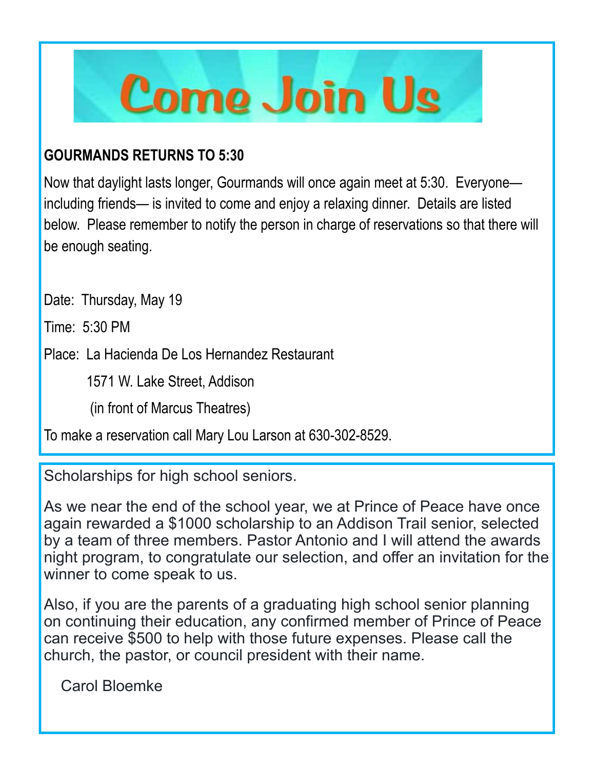# Come Join Us

## GOURMANDS RETURNS TO 5:30

Now that daylight lasts longer, Gourmands will once again meet at 5:30. Everyone—including friends— is invited to come and enjoy a relaxing dinner. Details are listed below. Please remember to notify the person in charge of reservations so that there will be enough seating.

Date: Thursday, May 19

Time: 5:30 PM

Place: La Hacienda De Los Hernandez Restaurant
1571 W. Lake Street, Addison
(in front of Marcus Theatres)

To make a reservation call Mary Lou Larson at 630-302-8529.

---

Scholarships for high school seniors.

As we near the end of the school year, we at Prince of Peace have once again rewarded a $1000 scholarship to an Addison Trail senior, selected by a team of three members. Pastor Antonio and I will attend the awards night program, to congratulate our selection, and offer an invitation for the winner to come speak to us.

Also, if you are the parents of a graduating high school senior planning on continuing their education, any confirmed member of Prince of Peace can receive $500 to help with those future expenses. Please call the church, the pastor, or council president with their name.

Carol Bloemke